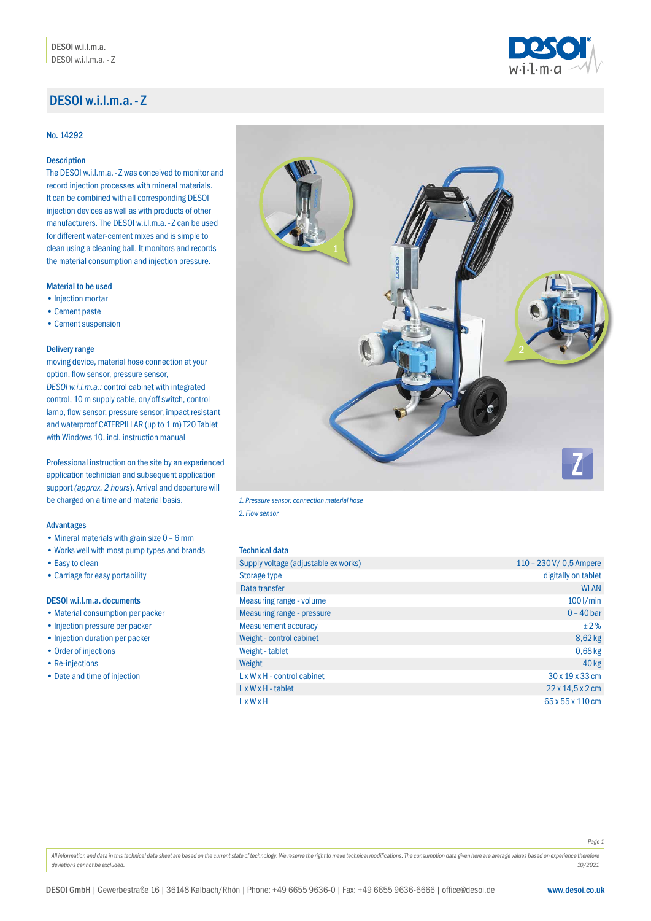# DESOI w.i.l.m.a. - Z

No. 14292

### Description

The DESOI w.i.l.m.a. - Z was conceived to monitor and record injection processes with mineral materials. It can be combined with all corresponding DESOI injection devices as well as with products of other manufacturers. The DESOI w.i.l.m.a. - Z can be used for different water-cement mixes and is simple to clean using a cleaning ball. It monitors and records the material consumption and injection pressure.

### Material to be used

- Injection mortar
- Cement paste
- Cement suspension

### Delivery range

moving device, material hose connection at your option, flow sensor, pressure sensor, *DESOI w.i.l.m.a.:* control cabinet with integrated control, 10 m supply cable, on/off switch, control lamp, flow sensor, pressure sensor, impact resistant and waterproof CATERPILLAR (up to 1 m) T20 Tablet with Windows 10, incl. instruction manual

Professional instruction on the site by an experienced application technician and subsequent application support *(approx. 2 hours)*. Arrival and departure will be charged on a time and material basis.

### Advantages

- Mineral materials with grain size 0 – 6 mm
- Works well with most pump types and brands
- Easy to clean
- Carriage for easy portability

### DESOI w.i.l.m.a. documents

- Material consumption per packer
- Injection pressure per packer
- Injection duration per packer
- Order of injections
- Re-injections
- Date and time of injection

*1. Pressure sensor, connection material hose*

*2. Flow sensor*

### Technical data

| | |
|---|---|
| Supply voltage (adjustable ex works) | 110 – 230 V/ 0,5 Ampere |
| Storage type | digitally on tablet |
| Data transfer | WLAN |
| Measuring range - volume | 100 l/min |
| Measuring range - pressure | 0 – 40 bar |
| Measurement accuracy | ± 2 % |
| Weight - control cabinet | 8,62 kg |
| Weight - tablet | 0,68 kg |
| Weight | 40 kg |
| L x W x H - control cabinet | 30 x 19 x 33 cm |
| L x W x H - tablet | 22 x 14,5 x 2 cm |
| L x W x H | 65 x 55 x 110 cm |

*All information and data in this technical data sheet are based on the current state of technology. We reserve the right to make technical modifications. The consumption data given here are average values based on experience therefore deviations cannot be excluded.* *10/2021*

DESOI GmbH | Gewerbestraße 16 | 36148 Kalbach/Rhön | Phone: +49 6655 9636-0 | Fax: +49 6655 9636-6666 | office@desoi.de www.desoi.co.uk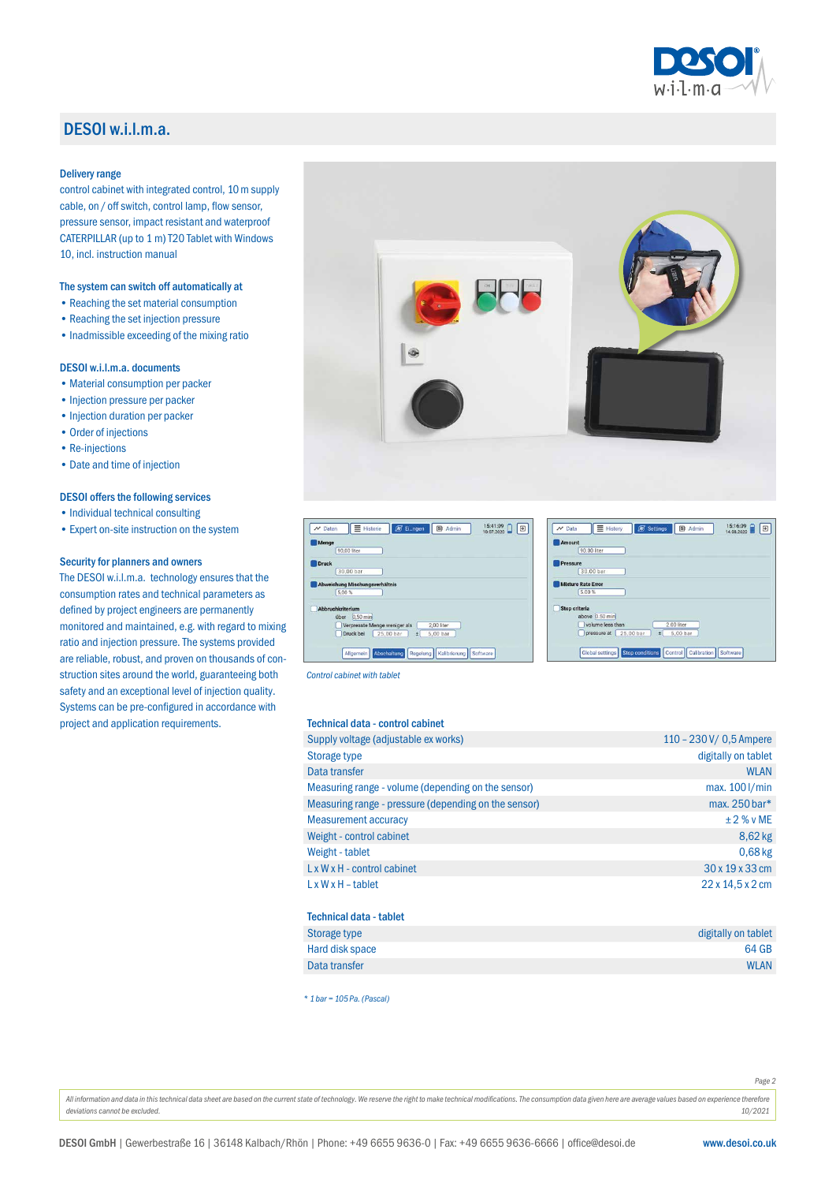# DESOI w.i.l.m.a.

### Delivery range

control cabinet with integrated control, 10 m supply cable, on / off switch, control lamp, flow sensor, pressure sensor, impact resistant and waterproof CATERPILLAR (up to 1 m) T20 Tablet with Windows 10, incl. instruction manual

### The system can switch off automatically at

- Reaching the set material consumption
- Reaching the set injection pressure
- Inadmissible exceeding of the mixing ratio

### DESOI w.i.l.m.a. documents

- Material consumption per packer
- Injection pressure per packer
- Injection duration per packer
- Order of injections
- Re-injections
- Date and time of injection

### DESOI offers the following services

- Individual technical consulting
- Expert on-site instruction on the system

### Security for planners and owners

The DESOI w.i.l.m.a. technology ensures that the consumption rates and technical parameters as defined by project engineers are permanently monitored and maintained, e.g. with regard to mixing ratio and injection pressure. The systems provided are reliable, robust, and proven on thousands of construction sites around the world, guaranteeing both safety and an exceptional level of injection quality. Systems can be pre-configured in accordance with project and application requirements.

*Control cabinet with tablet*

### Technical data - control cabinet

| | |
|---|---|
| Supply voltage (adjustable ex works) | 110 – 230 V/ 0,5 Ampere |
| Storage type | digitally on tablet |
| Data transfer | WLAN |
| Measuring range - volume (depending on the sensor) | max. 100 l/min |
| Measuring range - pressure (depending on the sensor) | max. 250 bar* |
| Measurement accuracy | ± 2 % v ME |
| Weight - control cabinet | 8,62 kg |
| Weight - tablet | 0,68 kg |
| L x W x H - control cabinet | 30 x 19 x 33 cm |
| L x W x H – tablet | 22 x 14,5 x 2 cm |

### Technical data - tablet

| | |
|---|---|
| Storage type | digitally on tablet |
| Hard disk space | 64 GB |
| Data transfer | WLAN |

*\* 1 bar = 105 Pa. (Pascal)*

*All information and data in this technical data sheet are based on the current state of technology. We reserve the right to make technical modifications. The consumption data given here are average values based on experience therefore deviations cannot be excluded.* *10/2021*

DESOI GmbH | Gewerbestraße 16 | 36148 Kalbach/Rhön | Phone: +49 6655 9636-0 | Fax: +49 6655 9636-6666 | office@desoi.de www.desoi.co.uk